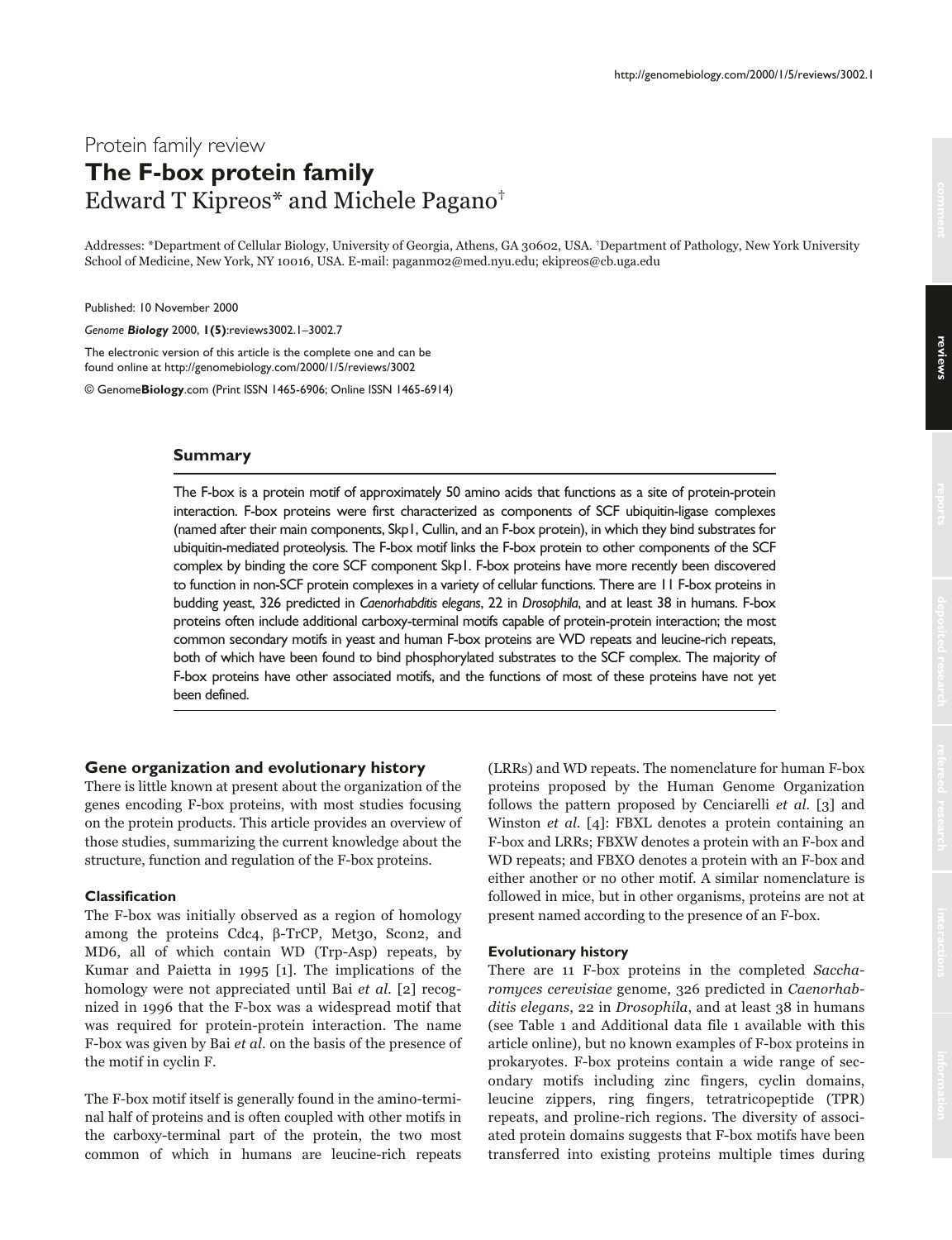Protein family review

# The F-box protein family

Edward T Kipreos* and Michele Pagano[†]

Addresses: *Department of Cellular Biology, University of Georgia, Athens, GA 30602, USA. [†]Department of Pathology, New York University School of Medicine, New York, NY 10016, USA. E-mail: paganm02@med.nyu.edu; ekipreos@cb.uga.edu

Published: 10 November 2000

*Genome **Biology*** 2000, **1(5)**:reviews3002.1–3002.7

The electronic version of this article is the complete one and can be found online at http://genomebiology.com/2000/1/5/reviews/3002

© Genome**Biology**.com (Print ISSN 1465-6906; Online ISSN 1465-6914)

## Summary

The F-box is a protein motif of approximately 50 amino acids that functions as a site of protein-protein interaction. F-box proteins were first characterized as components of SCF ubiquitin-ligase complexes (named after their main components, Skp1, Cullin, and an F-box protein), in which they bind substrates for ubiquitin-mediated proteolysis. The F-box motif links the F-box protein to other components of the SCF complex by binding the core SCF component Skp1. F-box proteins have more recently been discovered to function in non-SCF protein complexes in a variety of cellular functions. There are 11 F-box proteins in budding yeast, 326 predicted in *Caenorhabditis elegans*, 22 in *Drosophila*, and at least 38 in humans. F-box proteins often include additional carboxy-terminal motifs capable of protein-protein interaction; the most common secondary motifs in yeast and human F-box proteins are WD repeats and leucine-rich repeats, both of which have been found to bind phosphorylated substrates to the SCF complex. The majority of F-box proteins have other associated motifs, and the functions of most of these proteins have not yet been defined.

## Gene organization and evolutionary history

There is little known at present about the organization of the genes encoding F-box proteins, with most studies focusing on the protein products. This article provides an overview of those studies, summarizing the current knowledge about the structure, function and regulation of the F-box proteins.

### Classification

The F-box was initially observed as a region of homology among the proteins Cdc4, β-TrCP, Met30, Scon2, and MD6, all of which contain WD (Trp-Asp) repeats, by Kumar and Paietta in 1995 [1]. The implications of the homology were not appreciated until Bai *et al.* [2] recognized in 1996 that the F-box was a widespread motif that was required for protein-protein interaction. The name F-box was given by Bai *et al.* on the basis of the presence of the motif in cyclin F.

The F-box motif itself is generally found in the amino-terminal half of proteins and is often coupled with other motifs in the carboxy-terminal part of the protein, the two most common of which in humans are leucine-rich repeats (LRRs) and WD repeats. The nomenclature for human F-box proteins proposed by the Human Genome Organization follows the pattern proposed by Cenciarelli *et al.* [3] and Winston *et al.* [4]: FBXL denotes a protein containing an F-box and LRRs; FBXW denotes a protein with an F-box and WD repeats; and FBXO denotes a protein with an F-box and either another or no other motif. A similar nomenclature is followed in mice, but in other organisms, proteins are not at present named according to the presence of an F-box.

### Evolutionary history

There are 11 F-box proteins in the completed *Saccharomyces cerevisiae* genome, 326 predicted in *Caenorhabditis elegans*, 22 in *Drosophila*, and at least 38 in humans (see Table 1 and Additional data file 1 available with this article online), but no known examples of F-box proteins in prokaryotes. F-box proteins contain a wide range of secondary motifs including zinc fingers, cyclin domains, leucine zippers, ring fingers, tetratricopeptide (TPR) repeats, and proline-rich regions. The diversity of associated protein domains suggests that F-box motifs have been transferred into existing proteins multiple times during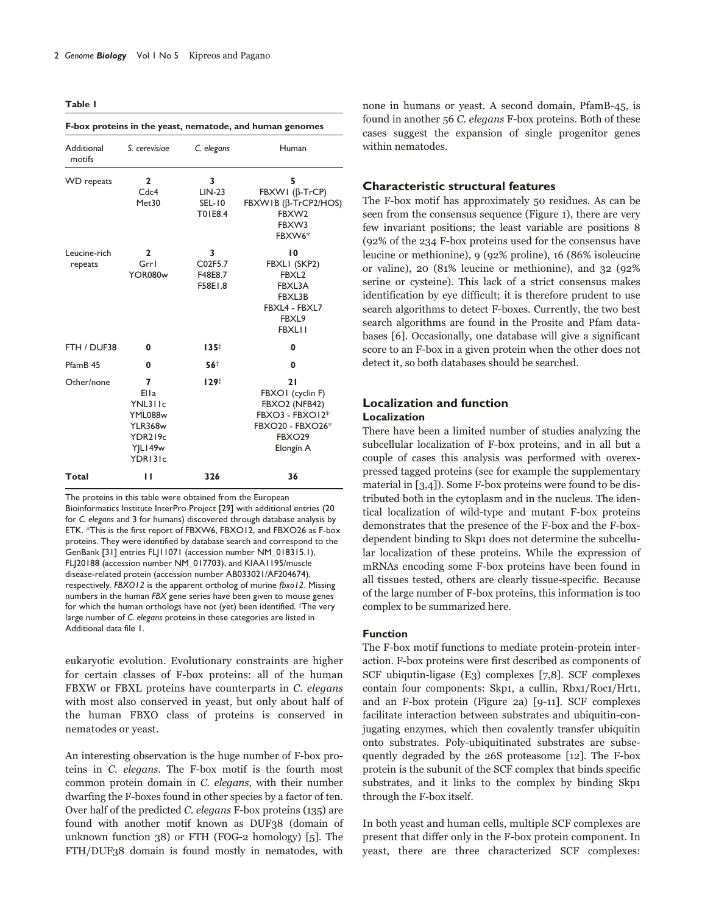**Table 1**

**F-box proteins in the yeast, nematode, and human genomes**

| Additional motifs | *S. cerevisiae* | *C. elegans* | Human |
|---|---|---|---|
| WD repeats | **2**<br>Cdc4<br>Met30 | **3**<br>LIN-23<br>SEL-10<br>T01E8.4 | **5**<br>FBXW1 (β-TrCP)<br>FBXW1B (β-TrCP2/HOS)<br>FBXW2<br>FBXW3<br>FBXW6* |
| Leucine-rich repeats | **2**<br>Grr1<br>YOR080w | **3**<br>C02F5.7<br>F48E8.7<br>F58E1.8 | **10**<br>FBXL1 (SKP2)<br>FBXL2<br>FBXL3A<br>FBXL3B<br>FBXL4 - FBXL7<br>FBXL9<br>FBXL11 |
| FTH / DUF38 | **0** | **135**† | **0** |
| PfamB 45 | **0** | **56**† | **0** |
| Other/none | **7**<br>Ela<br>YNL311c<br>YML088w<br>YLR368w<br>YDR219c<br>YJL149w<br>YDR131c | **129**† | **21**<br>FBXO1 (cyclin F)<br>FBXO2 (NFB42)<br>FBXO3 - FBXO12*<br>FBXO20 - FBXO26*<br>FBXO29<br>Elongin A |
| **Total** | **11** | **326** | **36** |

The proteins in this table were obtained from the European Bioinformatics Institute InterPro Project [29] with additional entries (20 for *C. elegans* and 3 for humans) discovered through database analysis by ETK. *This is the first report of FBXW6, FBXO12, and FBXO26 as F-box proteins. They were identified by database search and correspond to the GenBank [31] entries FLJ11071 (accession number NM_018315.1), FLJ20188 (accession number NM_017703), and KIAA1195/muscle disease-related protein (accession number AB033021/AF204674), respectively. *FBXO12* is the apparent ortholog of murine *fbxo12*. Missing numbers in the human *FBX* gene series have been given to mouse genes for which the human orthologs have not (yet) been identified. †The very large number of *C. elegans* proteins in these categories are listed in Additional data file 1.

eukaryotic evolution. Evolutionary constraints are higher for certain classes of F-box proteins: all of the human FBXW or FBXL proteins have counterparts in *C. elegans* with most also conserved in yeast, but only about half of the human FBXO class of proteins is conserved in nematodes or yeast.

An interesting observation is the huge number of F-box proteins in *C. elegans*. The F-box motif is the fourth most common protein domain in *C. elegans*, with their number dwarfing the F-boxes found in other species by a factor of ten. Over half of the predicted *C. elegans* F-box proteins (135) are found with another motif known as DUF38 (domain of unknown function 38) or FTH (FOG-2 homology) [5]. The FTH/DUF38 domain is found mostly in nematodes, with none in humans or yeast. A second domain, PfamB-45, is found in another 56 *C. elegans* F-box proteins. Both of these cases suggest the expansion of single progenitor genes within nematodes.

## Characteristic structural features

The F-box motif has approximately 50 residues. As can be seen from the consensus sequence (Figure 1), there are very few invariant positions; the least variable are positions 8 (92% of the 234 F-box proteins used for the consensus have leucine or methionine), 9 (92% proline), 16 (86% isoleucine or valine), 20 (81% leucine or methionine), and 32 (92% serine or cysteine). This lack of a strict consensus makes identification by eye difficult; it is therefore prudent to use search algorithms to detect F-boxes. Currently, the two best search algorithms are found in the Prosite and Pfam databases [6]. Occasionally, one database will give a significant score to an F-box in a given protein when the other does not detect it, so both databases should be searched.

## Localization and function

### Localization

There have been a limited number of studies analyzing the subcellular localization of F-box proteins, and in all but a couple of cases this analysis was performed with overexpressed tagged proteins (see for example the supplementary material in [3,4]). Some F-box proteins were found to be distributed both in the cytoplasm and in the nucleus. The identical localization of wild-type and mutant F-box proteins demonstrates that the presence of the F-box and the F-box-dependent binding to Skp1 does not determine the subcellular localization of these proteins. While the expression of mRNAs encoding some F-box proteins have been found in all tissues tested, others are clearly tissue-specific. Because of the large number of F-box proteins, this information is too complex to be summarized here.

### Function

The F-box motif functions to mediate protein-protein interaction. F-box proteins were first described as components of SCF ubiqutin-ligase (E3) complexes [7,8]. SCF complexes contain four components: Skp1, a cullin, Rbx1/Roc1/Hrt1, and an F-box protein (Figure 2a) [9-11]. SCF complexes facilitate interaction between substrates and ubiquitin-conjugating enzymes, which then covalently transfer ubiquitin onto substrates. Poly-ubiquitinated substrates are subsequently degraded by the 26S proteasome [12]. The F-box protein is the subunit of the SCF complex that binds specific substrates, and it links to the complex by binding Skp1 through the F-box itself.

In both yeast and human cells, multiple SCF complexes are present that differ only in the F-box protein component. In yeast, there are three characterized SCF complexes: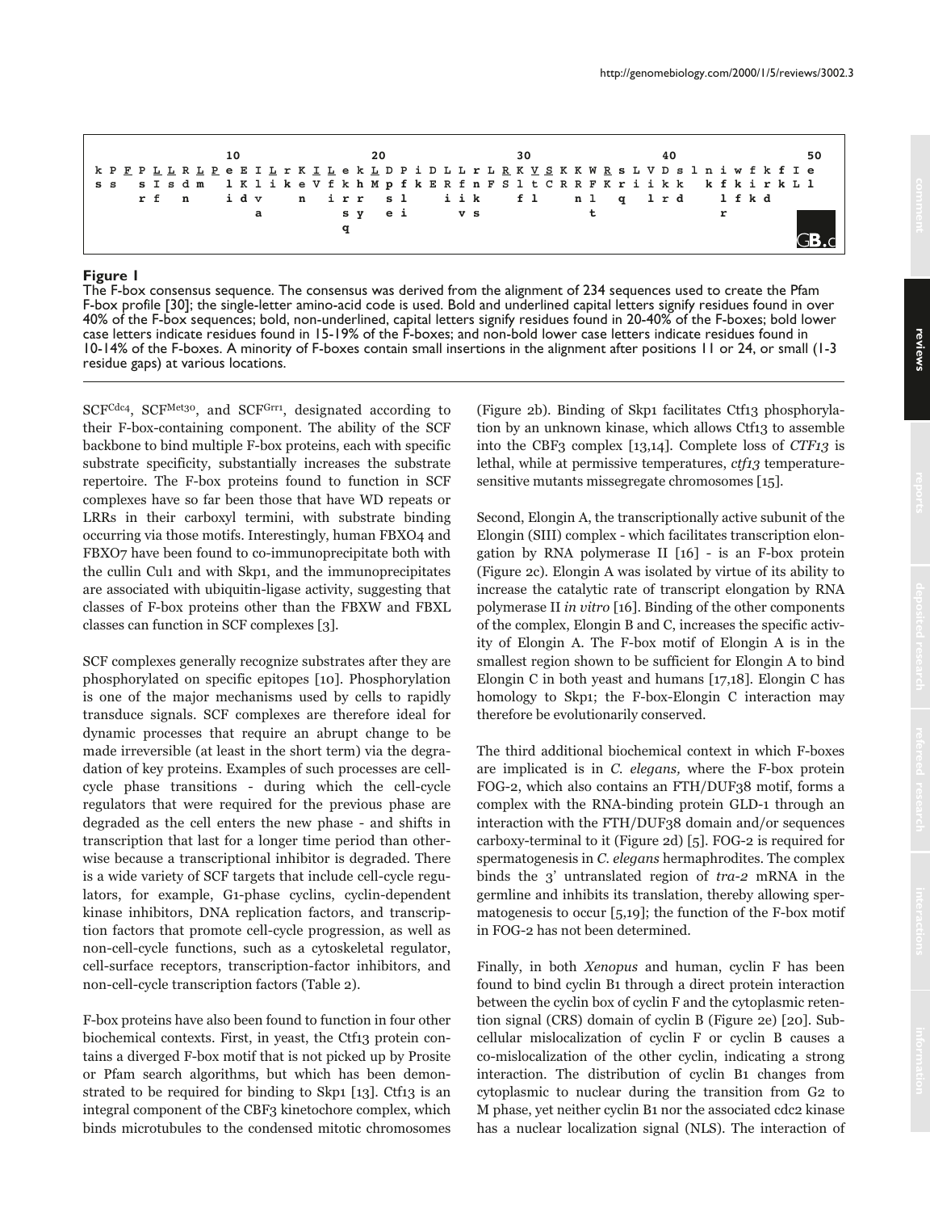```
                  10                  20                  30                  40                  50
k P F P L L R L P e E I L r K I L e k L D P i D L L r L R K V S K K W R s L V D s l n i w f k f I e
s s   s I s d m   l K l i k e V f k h M p f k E R f n F S l t C R R F K r i i k k   k f k i r k L l
      r f   n     i d v     n   i r r   s l     i i k     f l     n l   q   l r d     l f k d
                    a               s y   e i       v s               t               r
                                    q
```

**Figure 1**

The F-box consensus sequence. The consensus was derived from the alignment of 234 sequences used to create the Pfam F-box profile [30]; the single-letter amino-acid code is used. Bold and underlined capital letters signify residues found in over 40% of the F-box sequences; bold, non-underlined, capital letters signify residues found in 20-40% of the F-boxes; bold lower case letters indicate residues found in 15-19% of the F-boxes; and non-bold lower case letters indicate residues found in 10-14% of the F-boxes. A minority of F-boxes contain small insertions in the alignment after positions 11 or 24, or small (1-3 residue gaps) at various locations.

SCF[Cdc4], SCF[Met30], and SCF[Grr1], designated according to their F-box-containing component. The ability of the SCF backbone to bind multiple F-box proteins, each with specific substrate specificity, substantially increases the substrate repertoire. The F-box proteins found to function in SCF complexes have so far been those that have WD repeats or LRRs in their carboxyl termini, with substrate binding occurring via those motifs. Interestingly, human FBXO4 and FBXO7 have been found to co-immunoprecipitate both with the cullin Cul1 and with Skp1, and the immunoprecipitates are associated with ubiquitin-ligase activity, suggesting that classes of F-box proteins other than the FBXW and FBXL classes can function in SCF complexes [3].

SCF complexes generally recognize substrates after they are phosphorylated on specific epitopes [10]. Phosphorylation is one of the major mechanisms used by cells to rapidly transduce signals. SCF complexes are therefore ideal for dynamic processes that require an abrupt change to be made irreversible (at least in the short term) via the degradation of key proteins. Examples of such processes are cell-cycle phase transitions - during which the cell-cycle regulators that were required for the previous phase are degraded as the cell enters the new phase - and shifts in transcription that last for a longer time period than otherwise because a transcriptional inhibitor is degraded. There is a wide variety of SCF targets that include cell-cycle regulators, for example, G1-phase cyclins, cyclin-dependent kinase inhibitors, DNA replication factors, and transcription factors that promote cell-cycle progression, as well as non-cell-cycle functions, such as a cytoskeletal regulator, cell-surface receptors, transcription-factor inhibitors, and non-cell-cycle transcription factors (Table 2).

F-box proteins have also been found to function in four other biochemical contexts. First, in yeast, the Ctf13 protein contains a diverged F-box motif that is not picked up by Prosite or Pfam search algorithms, but which has been demonstrated to be required for binding to Skp1 [13]. Ctf13 is an integral component of the CBF3 kinetochore complex, which binds microtubules to the condensed mitotic chromosomes (Figure 2b). Binding of Skp1 facilitates Ctf13 phosphorylation by an unknown kinase, which allows Ctf13 to assemble into the CBF3 complex [13,14]. Complete loss of *CTF13* is lethal, while at permissive temperatures, *ctf13* temperature-sensitive mutants missegregate chromosomes [15].

Second, Elongin A, the transcriptionally active subunit of the Elongin (SIII) complex - which facilitates transcription elongation by RNA polymerase II [16] - is an F-box protein (Figure 2c). Elongin A was isolated by virtue of its ability to increase the catalytic rate of transcript elongation by RNA polymerase II *in vitro* [16]. Binding of the other components of the complex, Elongin B and C, increases the specific activity of Elongin A. The F-box motif of Elongin A is in the smallest region shown to be sufficient for Elongin A to bind Elongin C in both yeast and humans [17,18]. Elongin C has homology to Skp1; the F-box-Elongin C interaction may therefore be evolutionarily conserved.

The third additional biochemical context in which F-boxes are implicated is in *C. elegans,* where the F-box protein FOG-2, which also contains an FTH/DUF38 motif, forms a complex with the RNA-binding protein GLD-1 through an interaction with the FTH/DUF38 domain and/or sequences carboxy-terminal to it (Figure 2d) [5]. FOG-2 is required for spermatogenesis in *C. elegans* hermaphrodites. The complex binds the 3' untranslated region of *tra-2* mRNA in the germline and inhibits its translation, thereby allowing spermatogenesis to occur [5,19]; the function of the F-box motif in FOG-2 has not been determined.

Finally, in both *Xenopus* and human, cyclin F has been found to bind cyclin B1 through a direct protein interaction between the cyclin box of cyclin F and the cytoplasmic retention signal (CRS) domain of cyclin B (Figure 2e) [20]. Subcellular mislocalization of cyclin F or cyclin B causes a co-mislocalization of the other cyclin, indicating a strong interaction. The distribution of cyclin B1 changes from cytoplasmic to nuclear during the transition from G2 to M phase, yet neither cyclin B1 nor the associated cdc2 kinase has a nuclear localization signal (NLS). The interaction of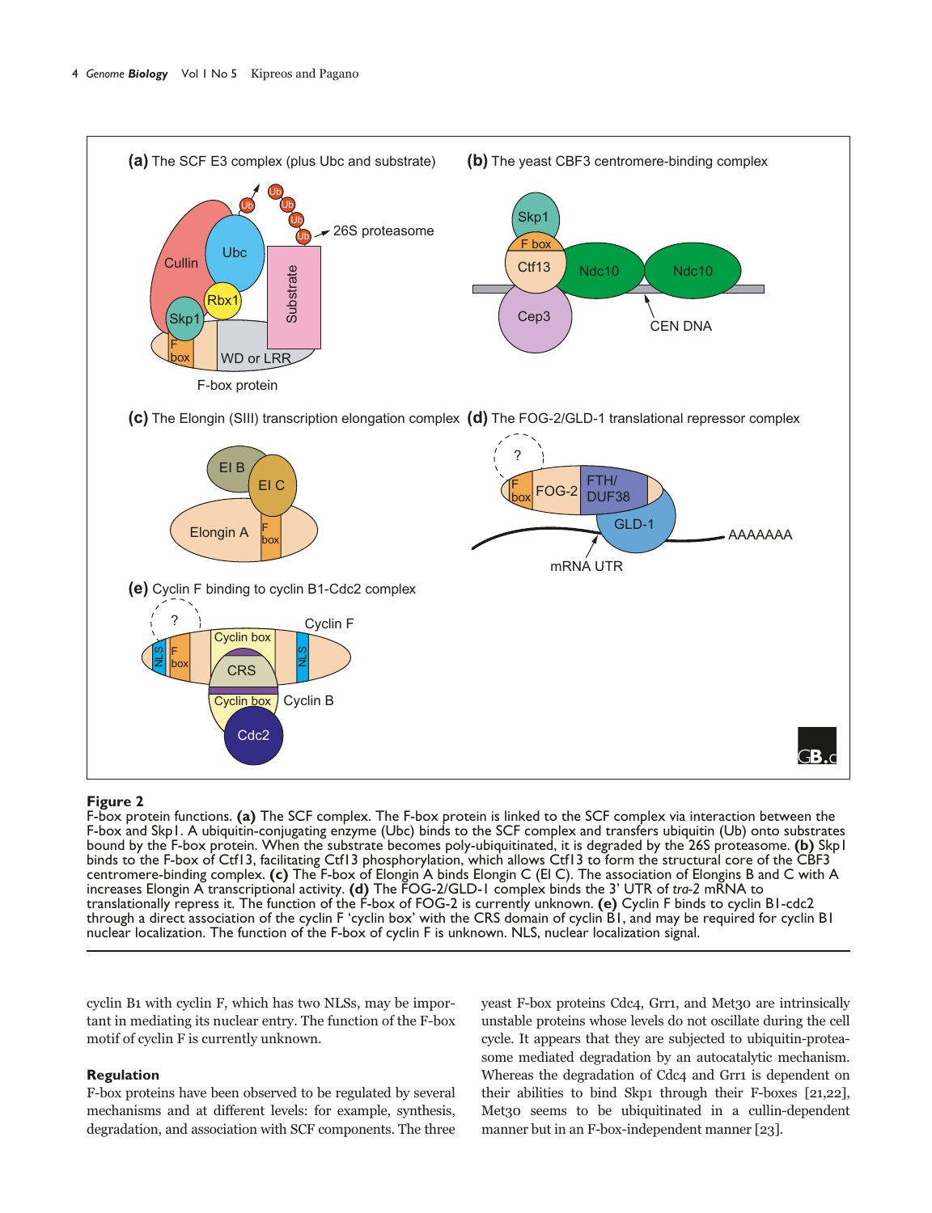**Figure 2**
F-box protein functions. **(a)** The SCF complex. The F-box protein is linked to the SCF complex via interaction between the F-box and Skp1. A ubiquitin-conjugating enzyme (Ubc) binds to the SCF complex and transfers ubiquitin (Ub) onto substrates bound by the F-box protein. When the substrate becomes poly-ubiquitinated, it is degraded by the 26S proteasome. **(b)** Skp1 binds to the F-box of Ctf13, facilitating Ctf13 phosphorylation, which allows Ctf13 to form the structural core of the CBF3 centromere-binding complex. **(c)** The F-box of Elongin A binds Elongin C (El C). The association of Elongins B and C with A increases Elongin A transcriptional activity. **(d)** The FOG-2/GLD-1 complex binds the 3' UTR of *tra-2* mRNA to translationally repress it. The function of the F-box of FOG-2 is currently unknown. **(e)** Cyclin F binds to cyclin B1-cdc2 through a direct association of the cyclin F 'cyclin box' with the CRS domain of cyclin B1, and may be required for cyclin B1 nuclear localization. The function of the F-box of cyclin F is unknown. NLS, nuclear localization signal.

cyclin B1 with cyclin F, which has two NLSs, may be important in mediating its nuclear entry. The function of the F-box motif of cyclin F is currently unknown.

## Regulation

F-box proteins have been observed to be regulated by several mechanisms and at different levels: for example, synthesis, degradation, and association with SCF components. The three yeast F-box proteins Cdc4, Grr1, and Met30 are intrinsically unstable proteins whose levels do not oscillate during the cell cycle. It appears that they are subjected to ubiquitin-proteasome mediated degradation by an autocatalytic mechanism. Whereas the degradation of Cdc4 and Grr1 is dependent on their abilities to bind Skp1 through their F-boxes [21,22], Met30 seems to be ubiquitinated in a cullin-dependent manner but in an F-box-independent manner [23].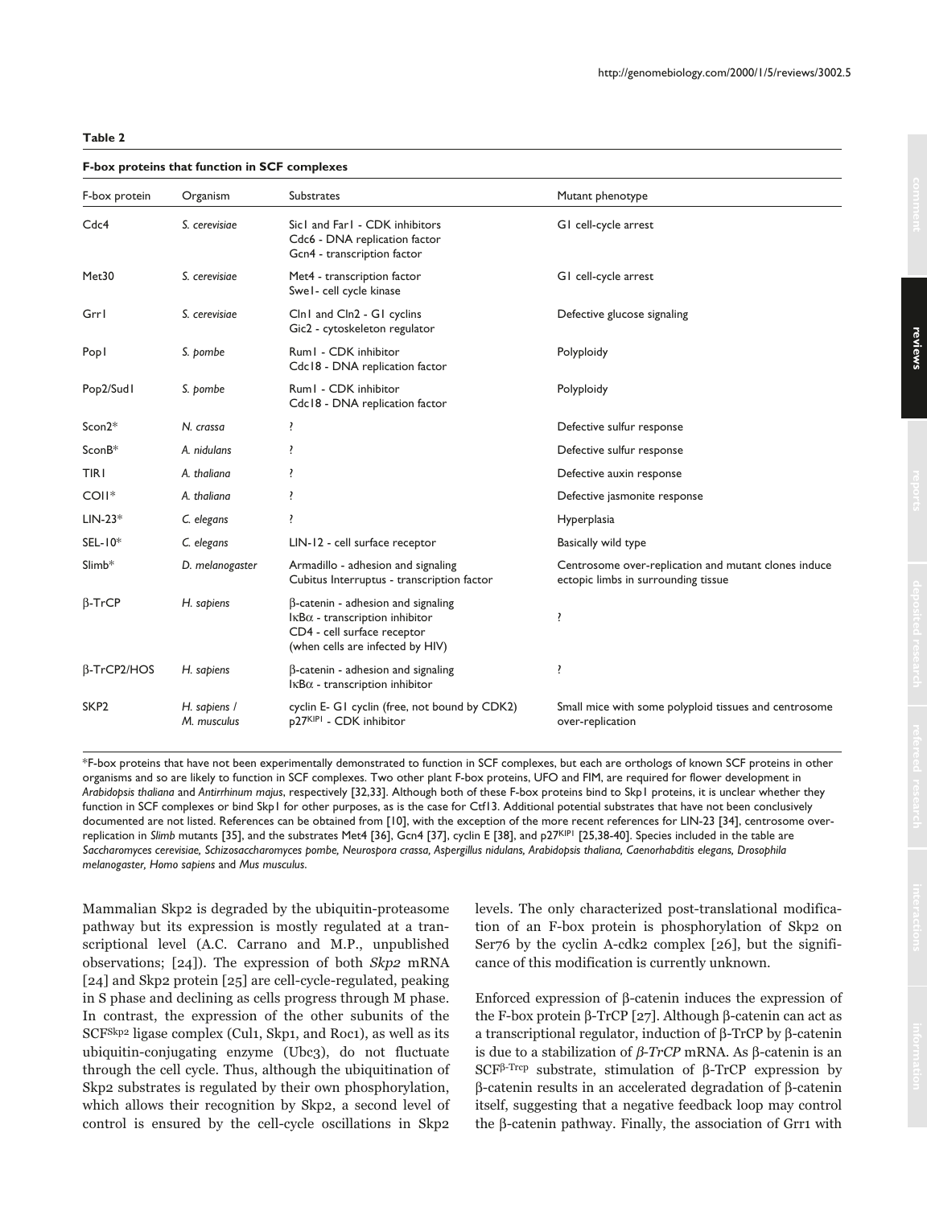**Table 2**

**F-box proteins that function in SCF complexes**

| F-box protein | Organism | Substrates | Mutant phenotype |
| --- | --- | --- | --- |
| Cdc4 | *S. cerevisiae* | Sic1 and Far1 - CDK inhibitors<br>Cdc6 - DNA replication factor<br>Gcn4 - transcription factor | G1 cell-cycle arrest |
| Met30 | *S. cerevisiae* | Met4 - transcription factor<br>Swe1- cell cycle kinase | G1 cell-cycle arrest |
| Grr1 | *S. cerevisiae* | Cln1 and Cln2 - G1 cyclins<br>Gic2 - cytoskeleton regulator | Defective glucose signaling |
| Pop1 | *S. pombe* | Rum1 - CDK inhibitor<br>Cdc18 - DNA replication factor | Polyploidy |
| Pop2/Sud1 | *S. pombe* | Rum1 - CDK inhibitor<br>Cdc18 - DNA replication factor | Polyploidy |
| Scon2* | *N. crassa* | ? | Defective sulfur response |
| SconB* | *A. nidulans* | ? | Defective sulfur response |
| TIR1 | *A. thaliana* | ? | Defective auxin response |
| COI1* | *A. thaliana* | ? | Defective jasmonite response |
| LIN-23* | *C. elegans* | ? | Hyperplasia |
| SEL-10* | *C. elegans* | LIN-12 - cell surface receptor | Basically wild type |
| Slimb* | *D. melanogaster* | Armadillo - adhesion and signaling<br>Cubitus Interruptus - transcription factor | Centrosome over-replication and mutant clones induce ectopic limbs in surrounding tissue |
| β-TrCP | *H. sapiens* | β-catenin - adhesion and signaling<br>IκBα - transcription inhibitor<br>CD4 - cell surface receptor<br>(when cells are infected by HIV) | ? |
| β-TrCP2/HOS | *H. sapiens* | β-catenin - adhesion and signaling<br>IκBα - transcription inhibitor | ? |
| SKP2 | *H. sapiens* / *M. musculus* | cyclin E- G1 cyclin (free, not bound by CDK2)<br>p27[KIP1] - CDK inhibitor | Small mice with some polyploid tissues and centrosome over-replication |

*F-box proteins that have not been experimentally demonstrated to function in SCF complexes, but each are orthologs of known SCF proteins in other organisms and so are likely to function in SCF complexes. Two other plant F-box proteins, UFO and FIM, are required for flower development in *Arabidopsis thaliana* and *Antirrhinum majus*, respectively [32,33]. Although both of these F-box proteins bind to Skp1 proteins, it is unclear whether they function in SCF complexes or bind Skp1 for other purposes, as is the case for Ctf13. Additional potential substrates that have not been conclusively documented are not listed. References can be obtained from [10], with the exception of the more recent references for LIN-23 [34], centrosome over-replication in *Slimb* mutants [35], and the substrates Met4 [36], Gcn4 [37], cyclin E [38], and p27[KIP1] [25,38-40]. Species included in the table are *Saccharomyces cerevisiae, Schizosaccharomyces pombe, Neurospora crassa, Aspergillus nidulans, Arabidopsis thaliana, Caenorhabditis elegans, Drosophila melanogaster, Homo sapiens* and *Mus musculus*.

Mammalian Skp2 is degraded by the ubiquitin-proteasome pathway but its expression is mostly regulated at a transcriptional level (A.C. Carrano and M.P., unpublished observations; [24]). The expression of both *Skp2* mRNA [24] and Skp2 protein [25] are cell-cycle-regulated, peaking in S phase and declining as cells progress through M phase. In contrast, the expression of the other subunits of the SCF[Skp2] ligase complex (Cul1, Skp1, and Roc1), as well as its ubiquitin-conjugating enzyme (Ubc3), do not fluctuate through the cell cycle. Thus, although the ubiquitination of Skp2 substrates is regulated by their own phosphorylation, which allows their recognition by Skp2, a second level of control is ensured by the cell-cycle oscillations in Skp2 levels. The only characterized post-translational modification of an F-box protein is phosphorylation of Skp2 on Ser76 by the cyclin A-cdk2 complex [26], but the significance of this modification is currently unknown.

Enforced expression of β-catenin induces the expression of the F-box protein β-TrCP [27]. Although β-catenin can act as a transcriptional regulator, induction of β-TrCP by β-catenin is due to a stabilization of *β-TrCP* mRNA. As β-catenin is an SCF[β-Trcp] substrate, stimulation of β-TrCP expression by β-catenin results in an accelerated degradation of β-catenin itself, suggesting that a negative feedback loop may control the β-catenin pathway. Finally, the association of Grr1 with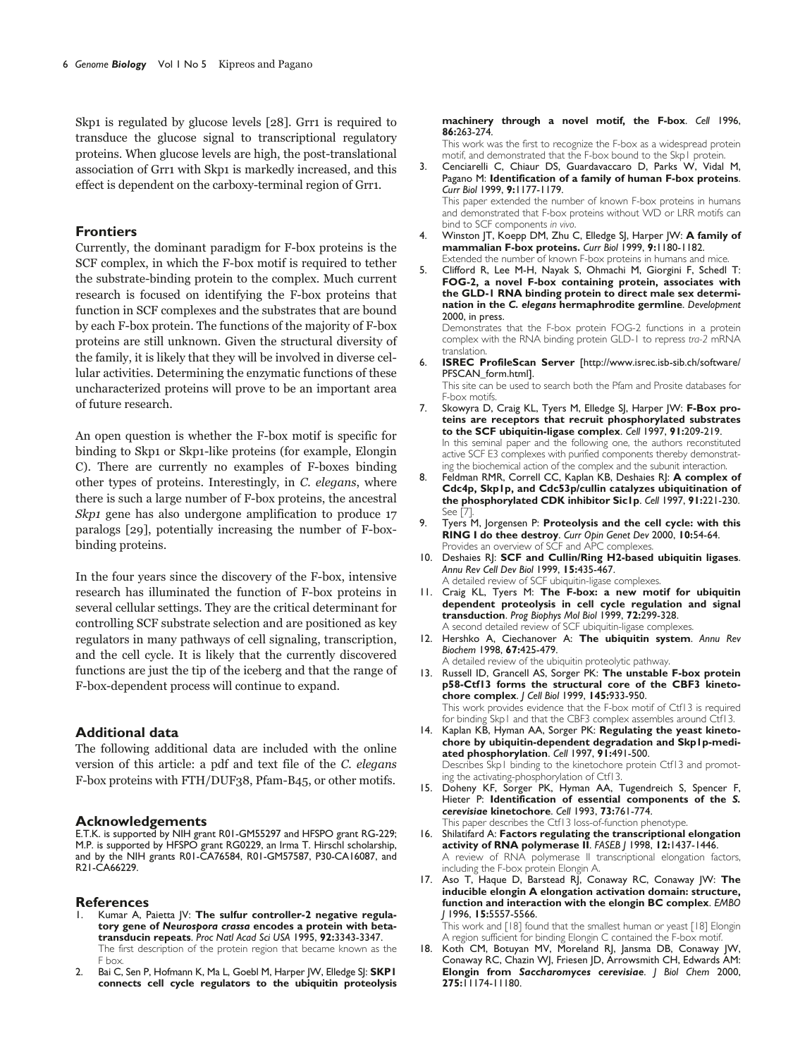Skp1 is regulated by glucose levels [28]. Grr1 is required to transduce the glucose signal to transcriptional regulatory proteins. When glucose levels are high, the post-translational association of Grr1 with Skp1 is markedly increased, and this effect is dependent on the carboxy-terminal region of Grr1.

## Frontiers

Currently, the dominant paradigm for F-box proteins is the SCF complex, in which the F-box motif is required to tether the substrate-binding protein to the complex. Much current research is focused on identifying the F-box proteins that function in SCF complexes and the substrates that are bound by each F-box protein. The functions of the majority of F-box proteins are still unknown. Given the structural diversity of the family, it is likely that they will be involved in diverse cellular activities. Determining the enzymatic functions of these uncharacterized proteins will prove to be an important area of future research.

An open question is whether the F-box motif is specific for binding to Skp1 or Skp1-like proteins (for example, Elongin C). There are currently no examples of F-boxes binding other types of proteins. Interestingly, in *C. elegans*, where there is such a large number of F-box proteins, the ancestral *Skp1* gene has also undergone amplification to produce 17 paralogs [29], potentially increasing the number of F-box-binding proteins.

In the four years since the discovery of the F-box, intensive research has illuminated the function of F-box proteins in several cellular settings. They are the critical determinant for controlling SCF substrate selection and are positioned as key regulators in many pathways of cell signaling, transcription, and the cell cycle. It is likely that the currently discovered functions are just the tip of the iceberg and that the range of F-box-dependent process will continue to expand.

## Additional data

The following additional data are included with the online version of this article: a pdf and text file of the *C. elegans* F-box proteins with FTH/DUF38, Pfam-B45, or other motifs.

## Acknowledgements

E.T.K. is supported by NIH grant R01-GM55297 and HFSPO grant RG-229; M.P. is supported by HFSPO grant RG0229, an Irma T. Hirschl scholarship, and by the NIH grants R01-CA76584, R01-GM57587, P30-CA16087, and R21-CA66229.

## References

1. Kumar A, Paietta JV: **The sulfur controller-2 negative regulatory gene of *Neurospora crassa* encodes a protein with beta-transducin repeats**. *Proc Natl Acad Sci USA* 1995, **92:**3343-3347.
   The first description of the protein region that became known as the F box.
2. Bai C, Sen P, Hofmann K, Ma L, Goebl M, Harper JW, Elledge SJ: **SKP1 connects cell cycle regulators to the ubiquitin proteolysis machinery through a novel motif, the F-box**. *Cell* 1996, **86:**263-274.
   This work was the first to recognize the F-box as a widespread protein motif, and demonstrated that the F-box bound to the Skp1 protein.
3. Cenciarelli C, Chiaur DS, Guardavaccaro D, Parks W, Vidal M, Pagano M: **Identification of a family of human F-box proteins**. *Curr Biol* 1999, **9:**1177-1179.
   This paper extended the number of known F-box proteins in humans and demonstrated that F-box proteins without WD or LRR motifs can bind to SCF components *in vivo*.
4. Winston JT, Koepp DM, Zhu C, Elledge SJ, Harper JW: **A family of mammalian F-box proteins.** *Curr Biol* 1999, **9:**1180-1182.
   Extended the number of known F-box proteins in humans and mice.
5. Clifford R, Lee M-H, Nayak S, Ohmachi M, Giorgini F, Schedl T: **FOG-2, a novel F-box containing protein, associates with the GLD-1 RNA binding protein to direct male sex determination in the *C. elegans* hermaphrodite germline**. *Development* 2000, in press.
   Demonstrates that the F-box protein FOG-2 functions in a protein complex with the RNA binding protein GLD-1 to repress *tra-2* mRNA translation.
6. **ISREC ProfileScan Server** [http://www.isrec.isb-sib.ch/software/PFSCAN_form.html].
   This site can be used to search both the Pfam and Prosite databases for F-box motifs.
7. Skowyra D, Craig KL, Tyers M, Elledge SJ, Harper JW: **F-Box proteins are receptors that recruit phosphorylated substrates to the SCF ubiquitin-ligase complex**. *Cell* 1997, **91:**209-219.
   In this seminal paper and the following one, the authors reconstituted active SCF E3 complexes with purified components thereby demonstrating the biochemical action of the complex and the subunit interaction.
8. Feldman RMR, Correll CC, Kaplan KB, Deshaies RJ: **A complex of Cdc4p, Skp1p, and Cdc53p/cullin catalyzes ubiquitination of the phosphorylated CDK inhibitor Sic1p**. *Cell* 1997, **91:**221-230.
   See [7].
9. Tyers M, Jorgensen P: **Proteolysis and the cell cycle: with this RING I do thee destroy**. *Curr Opin Genet Dev* 2000, **10:**54-64.
   Provides an overview of SCF and APC complexes.
10. Deshaies RJ: **SCF and Cullin/Ring H2-based ubiquitin ligases**. *Annu Rev Cell Dev Biol* 1999, **15:**435-467.
    A detailed review of SCF ubiquitin-ligase complexes.
11. Craig KL, Tyers M: **The F-box: a new motif for ubiquitin dependent proteolysis in cell cycle regulation and signal transduction**. *Prog Biophys Mol Biol* 1999, **72:**299-328.
    A second detailed review of SCF ubiquitin-ligase complexes.
12. Hershko A, Ciechanover A: **The ubiquitin system**. *Annu Rev Biochem* 1998, **67:**425-479.
    A detailed review of the ubiquitin proteolytic pathway.
13. Russell ID, Grancell AS, Sorger PK: **The unstable F-box protein p58-Ctf13 forms the structural core of the CBF3 kinetochore complex**. *J Cell Biol* 1999, **145:**933-950.
    This work provides evidence that the F-box motif of Ctf13 is required for binding Skp1 and that the CBF3 complex assembles around Ctf13.
14. Kaplan KB, Hyman AA, Sorger PK: **Regulating the yeast kinetochore by ubiquitin-dependent degradation and Skp1p-mediated phosphorylation**. *Cell* 1997, **91:**491-500.
    Describes Skp1 binding to the kinetochore protein Ctf13 and promoting the activating-phosphorylation of Ctf13.
15. Doheny KF, Sorger PK, Hyman AA, Tugendreich S, Spencer F, Hieter P: **Identification of essential components of the *S. cerevisiae* kinetochore**. *Cell* 1993, **73:**761-774.
    This paper describes the Ctf13 loss-of-function phenotype.
16. Shilatifard A: **Factors regulating the transcriptional elongation activity of RNA polymerase II**. *FASEB J* 1998, **12:**1437-1446.
    A review of RNA polymerase II transcriptional elongation factors, including the F-box protein Elongin A.
17. Aso T, Haque D, Barstead RJ, Conaway RC, Conaway JW: **The inducible elongin A elongation activation domain: structure, function and interaction with the elongin BC complex**. *EMBO J* 1996, **15:**5557-5566.
    This work and [18] found that the smallest human or yeast [18] Elongin A region sufficient for binding Elongin C contained the F-box motif.
18. Koth CM, Botuyan MV, Moreland RJ, Jansma DB, Conaway JW, Conaway RC, Chazin WJ, Friesen JD, Arrowsmith CH, Edwards AM: **Elongin from *Saccharomyces cerevisiae***. *J Biol Chem* 2000, **275:**11174-11180.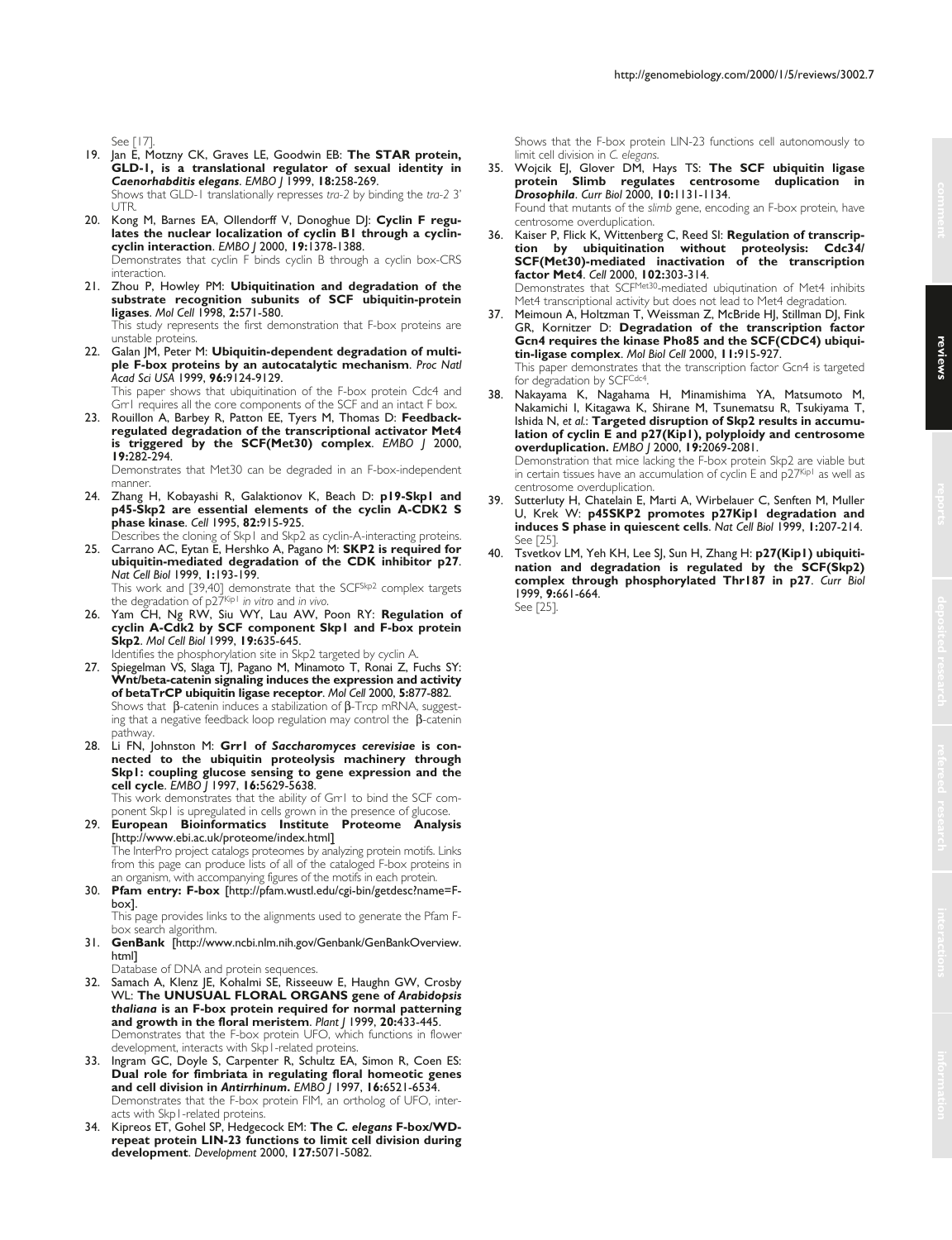See [17].

19. Jan E, Motzny CK, Graves LE, Goodwin EB: **The STAR protein, GLD-1, is a translational regulator of sexual identity in *Caenorhabditis elegans***. *EMBO J* 1999, **18:**258-269.
Shows that GLD-1 translationally represses *tra-2* by binding the *tra-2* 3' UTR.
20. Kong M, Barnes EA, Ollendorff V, Donoghue DJ: **Cyclin F regulates the nuclear localization of cyclin B1 through a cyclin-cyclin interaction**. *EMBO J* 2000, **19:**1378-1388.
Demonstrates that cyclin F binds cyclin B through a cyclin box-CRS interaction.
21. Zhou P, Howley PM: **Ubiquitination and degradation of the substrate recognition subunits of SCF ubiquitin-protein ligases**. *Mol Cell* 1998, **2:**571-580.
This study represents the first demonstration that F-box proteins are unstable proteins.
22. Galan JM, Peter M: **Ubiquitin-dependent degradation of multiple F-box proteins by an autocatalytic mechanism**. *Proc Natl Acad Sci USA* 1999, **96:**9124-9129.
This paper shows that ubiquitination of the F-box protein Cdc4 and Grr1 requires all the core components of the SCF and an intact F box.
23. Rouillon A, Barbey R, Patton EE, Tyers M, Thomas D: **Feedback-regulated degradation of the transcriptional activator Met4 is triggered by the SCF(Met30) complex**. *EMBO J* 2000, **19:**282-294.
Demonstrates that Met30 can be degraded in an F-box-independent manner.
24. Zhang H, Kobayashi R, Galaktionov K, Beach D: **p19-Skp1 and p45-Skp2 are essential elements of the cyclin A-CDK2 S phase kinase**. *Cell* 1995, **82:**915-925.
Describes the cloning of Skp1 and Skp2 as cyclin-A-interacting proteins.
25. Carrano AC, Eytan E, Hershko A, Pagano M: **SKP2 is required for ubiquitin-mediated degradation of the CDK inhibitor p27**. *Nat Cell Biol* 1999, **1:**193-199.
This work and [39,40] demonstrate that the SCF$^{Skp2}$ complex targets the degradation of p27$^{Kip1}$ *in vitro* and *in vivo*.
26. Yam CH, Ng RW, Siu WY, Lau AW, Poon RY: **Regulation of cyclin A-Cdk2 by SCF component Skp1 and F-box protein Skp2**. *Mol Cell Biol* 1999, **19:**635-645.
Identifies the phosphorylation site in Skp2 targeted by cyclin A.
27. Spiegelman VS, Slaga TJ, Pagano M, Minamoto T, Ronai Z, Fuchs SY: **Wnt/beta-catenin signaling induces the expression and activity of betaTrCP ubiquitin ligase receptor**. *Mol Cell* 2000, **5:**877-882.
Shows that β-catenin induces a stabilization of β-Trcp mRNA, suggesting that a negative feedback loop regulation may control the β-catenin pathway.
28. Li FN, Johnston M: **Grr1 of *Saccharomyces cerevisiae* is connected to the ubiquitin proteolysis machinery through Skp1: coupling glucose sensing to gene expression and the cell cycle**. *EMBO J* 1997, **16:**5629-5638.
This work demonstrates that the ability of Grr1 to bind the SCF component Skp1 is upregulated in cells grown in the presence of glucose.
29. **European Bioinformatics Institute Proteome Analysis** [http://www.ebi.ac.uk/proteome/index.html]
The InterPro project catalogs proteomes by analyzing protein motifs. Links from this page can produce lists of all of the cataloged F-box proteins in an organism, with accompanying figures of the motifs in each protein.
30. **Pfam entry: F-box** [http://pfam.wustl.edu/cgi-bin/getdesc?name=F-box].
This page provides links to the alignments used to generate the Pfam F-box search algorithm.
31. **GenBank** [http://www.ncbi.nlm.nih.gov/Genbank/GenBankOverview.html]
Database of DNA and protein sequences.
32. Samach A, Klenz JE, Kohalmi SE, Risseeuw E, Haughn GW, Crosby WL: **The UNUSUAL FLORAL ORGANS gene of *Arabidopsis thaliana* is an F-box protein required for normal patterning and growth in the floral meristem**. *Plant J* 1999, **20:**433-445.
Demonstrates that the F-box protein UFO, which functions in flower development, interacts with Skp1-related proteins.
33. Ingram GC, Doyle S, Carpenter R, Schultz EA, Simon R, Coen ES: **Dual role for fimbriata in regulating floral homeotic genes and cell division in *Antirrhinum***. *EMBO J* 1997, **16:**6521-6534.
Demonstrates that the F-box protein FIM, an ortholog of UFO, interacts with Skp1-related proteins.
34. Kipreos ET, Gohel SP, Hedgecock EM: **The *C. elegans* F-box/WD-repeat protein LIN-23 functions to limit cell division during development**. *Development* 2000, **127:**5071-5082.
Shows that the F-box protein LIN-23 functions cell autonomously to limit cell division in *C. elegans*.
35. Wojcik EJ, Glover DM, Hays TS: **The SCF ubiquitin ligase protein Slimb regulates centrosome duplication in *Drosophila***. *Curr Biol* 2000, **10:**1131-1134.
Found that mutants of the *slimb* gene, encoding an F-box protein, have centrosome overduplication.
36. Kaiser P, Flick K, Wittenberg C, Reed SI: **Regulation of transcription by ubiquitination without proteolysis: Cdc34/SCF(Met30)-mediated inactivation of the transcription factor Met4**. *Cell* 2000, **102:**303-314.
Demonstrates that SCF$^{Met30}$-mediated ubiquitination of Met4 inhibits Met4 transcriptional activity but does not lead to Met4 degradation.
37. Meimoun A, Holtzman T, Weissman Z, McBride HJ, Stillman DJ, Fink GR, Kornitzer D: **Degradation of the transcription factor Gcn4 requires the kinase Pho85 and the SCF(CDC4) ubiquitin-ligase complex**. *Mol Biol Cell* 2000, **11:**915-927.
This paper demonstrates that the transcription factor Gcn4 is targeted for degradation by SCF$^{Cdc4}$.
38. Nakayama K, Nagahama H, Minamishima YA, Matsumoto M, Nakamichi I, Kitagawa K, Shirane M, Tsunematsu R, Tsukiyama T, Ishida N, *et al.*: **Targeted disruption of Skp2 results in accumulation of cyclin E and p27(Kip1), polyploidy and centrosome overduplication.** *EMBO J* 2000, **19:**2069-2081.
Demonstration that mice lacking the F-box protein Skp2 are viable but in certain tissues have an accumulation of cyclin E and p27$^{Kip1}$ as well as centrosome overduplication.
39. Sutterluty H, Chatelain E, Marti A, Wirbelauer C, Senften M, Muller U, Krek W: **p45SKP2 promotes p27Kip1 degradation and induces S phase in quiescent cells**. *Nat Cell Biol* 1999, **1:**207-214.
See [25].
40. Tsvetkov LM, Yeh KH, Lee SJ, Sun H, Zhang H: **p27(Kip1) ubiquitination and degradation is regulated by the SCF(Skp2) complex through phosphorylated Thr187 in p27**. *Curr Biol* 1999, **9:**661-664.
See [25].